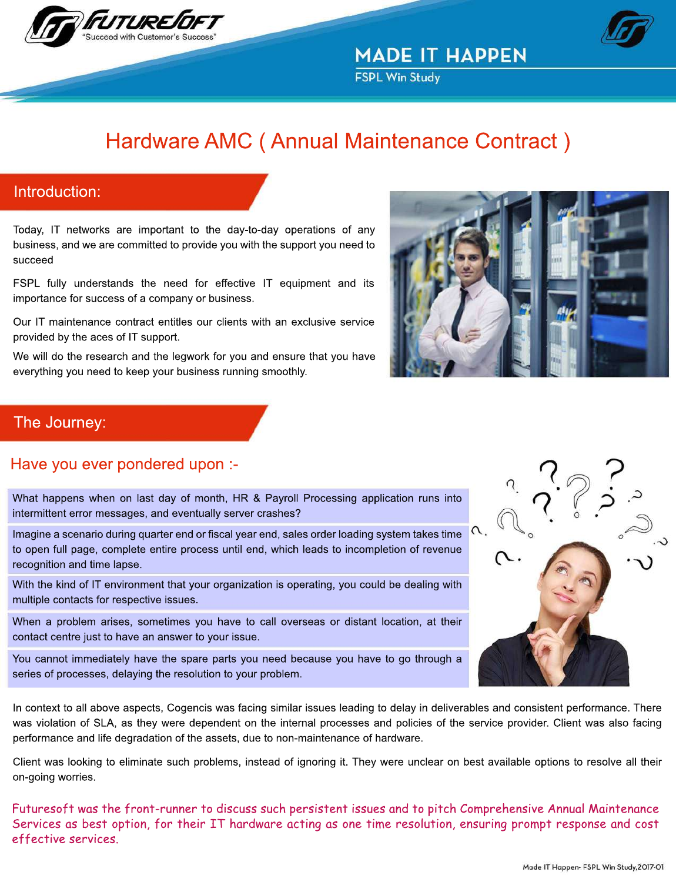# Hardware AMC ( Annual Maintenance Contract )

## Introduction:

Today, IT networks are important to the day-to-day operations of any business, and we are committed to provide you with the support you need to succeed

FSPL fully understands the need for effective IT equipment and its importance for success of a company or business.

Our IT maintenance contract entitles our clients with an exclusive service provided by the aces of IT support.

We will do the research and the legwork for you and ensure that you have everything you need to keep your business running smoothly.

## The Journey:

### Have you ever pondered upon :-

- What happens when on last day of month, HR & Payroll Processing application runs into intermittent error messages, and eventually server crashes?
- Imagine a scenario during quarter end or fiscal year end, sales order loading system takes time to open full page, complete entire process until end, which leads to incompletion of revenue recognition and time lapse.
- With the kind of IT environment that your organization is operating, you could be dealing with multiple contacts for respective issues.
- When a problem arises, sometimes you have to call overseas or distant location, at their contact centre just to have an answer to your issue.
- You cannot immediately have the spare parts you need because you have to go through a series of processes, delaying the resolution to your problem.

In context to all above aspects, Cogencis was facing similar issues leading to delay in deliverables and consistent performance. There was violation of SLA, as they were dependent on the internal processes and policies of the service provider. Client was also facing performance and life degradation of the assets, due to non-maintenance of hardware.

Client was looking to eliminate such problems, instead of ignoring it. They were unclear on best available options to resolve all their on-going worries.

Futuresoft was the front-runner to discuss such persistent issues and to pitch Comprehensive Annual Maintenance Services as best option, for their IT hardware acting as one time resolution, ensuring prompt response and cost effective services.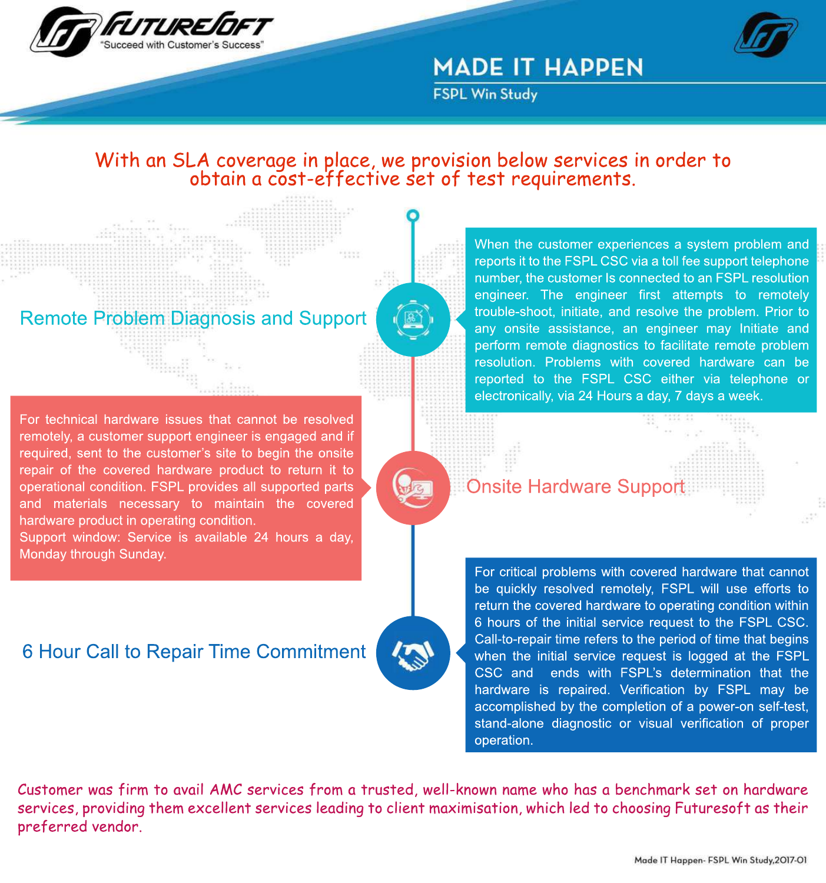# MADE IT HAPPEN

FSPL Win Study

With an SLA coverage in place, we provision below services in order to obtain a cost-effective set of test requirements.

## Remote Problem Diagnosis and Support

When the customer experiences a system problem and reports it to the FSPL CSC via a toll fee support telephone number, the customer Is connected to an FSPL resolution engineer. The engineer first attempts to remotely trouble-shoot, initiate, and resolve the problem. Prior to any onsite assistance, an engineer may Initiate and perform remote diagnostics to facilitate remote problem resolution. Problems with covered hardware can be reported to the FSPL CSC either via telephone or electronically, via 24 Hours a day, 7 days a week.

## Onsite Hardware Support

For technical hardware issues that cannot be resolved remotely, a customer support engineer is engaged and if required, sent to the customer's site to begin the onsite repair of the covered hardware product to return it to operational condition. FSPL provides all supported parts and materials necessary to maintain the covered hardware product in operating condition.

Support window: Service is available 24 hours a day, Monday through Sunday.

## 6 Hour Call to Repair Time Commitment

For critical problems with covered hardware that cannot be quickly resolved remotely, FSPL will use efforts to return the covered hardware to operating condition within 6 hours of the initial service request to the FSPL CSC. Call-to-repair time refers to the period of time that begins when the initial service request is logged at the FSPL CSC and ends with FSPL's determination that the hardware is repaired. Verification by FSPL may be accomplished by the completion of a power-on self-test, stand-alone diagnostic or visual verification of proper operation.

Customer was firm to avail AMC services from a trusted, well-known name who has a benchmark set on hardware services, providing them excellent services leading to client maximisation, which led to choosing Futuresoft as their preferred vendor.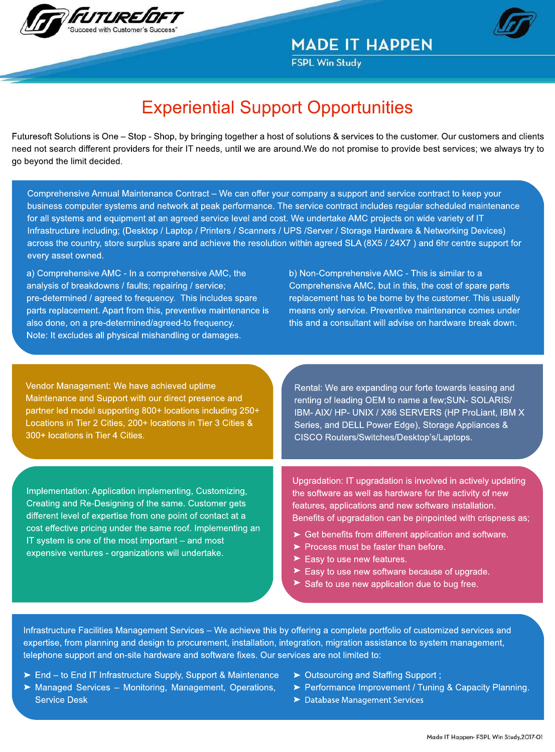# Experiential Support Opportunities

Futuresoft Solutions is One – Stop - Shop, by bringing together a host of solutions & services to the customer. Our customers and clients need not search different providers for their IT needs, until we are around.We do not promise to provide best services; we always try to go beyond the limit decided.

Comprehensive Annual Maintenance Contract – We can offer your company a support and service contract to keep your business computer systems and network at peak performance. The service contract includes regular scheduled maintenance for all systems and equipment at an agreed service level and cost. We undertake AMC projects on wide variety of IT Infrastructure including; (Desktop / Laptop / Printers / Scanners / UPS /Server / Storage Hardware & Networking Devices) across the country, store surplus spare and achieve the resolution within agreed SLA (8X5 / 24X7 ) and 6hr centre support for every asset owned.

a) Comprehensive AMC - In a comprehensive AMC, the analysis of breakdowns / faults; repairing / service; pre-determined / agreed to frequency. This includes spare parts replacement. Apart from this, preventive maintenance is also done, on a pre-determined/agreed-to frequency.
Note: It excludes all physical mishandling or damages.

b) Non-Comprehensive AMC - This is similar to a Comprehensive AMC, but in this, the cost of spare parts replacement has to be borne by the customer. This usually means only service. Preventive maintenance comes under this and a consultant will advise on hardware break down.

Vendor Management: We have achieved uptime Maintenance and Support with our direct presence and partner led model supporting 800+ locations including 250+ Locations in Tier 2 Cities, 200+ locations in Tier 3 Cities & 300+ locations in Tier 4 Cities.

Rental: We are expanding our forte towards leasing and renting of leading OEM to name a few;SUN- SOLARIS/ IBM- AIX/ HP- UNIX / X86 SERVERS (HP ProLiant, IBM X Series, and DELL Power Edge), Storage Appliances & CISCO Routers/Switches/Desktop's/Laptops.

Implementation: Application implementing, Customizing, Creating and Re-Designing of the same. Customer gets different level of expertise from one point of contact at a cost effective pricing under the same roof. Implementing an IT system is one of the most important – and most expensive ventures - organizations will undertake.

Upgradation: IT upgradation is involved in actively updating the software as well as hardware for the activity of new features, applications and new software installation. Benefits of upgradation can be pinpointed with crispness as;

- Get benefits from different application and software.
- Process must be faster than before.
- Easy to use new features.
- Easy to use new software because of upgrade.
- Safe to use new application due to bug free.

Infrastructure Facilities Management Services – We achieve this by offering a complete portfolio of customized services and expertise, from planning and design to procurement, installation, integration, migration assistance to system management, telephone support and on-site hardware and software fixes. Our services are not limited to:

- End – to End IT Infrastructure Supply, Support & Maintenance
- Managed Services – Monitoring, Management, Operations, Service Desk
- Outsourcing and Staffing Support ;
- Performance Improvement / Tuning & Capacity Planning.
- Database Management Services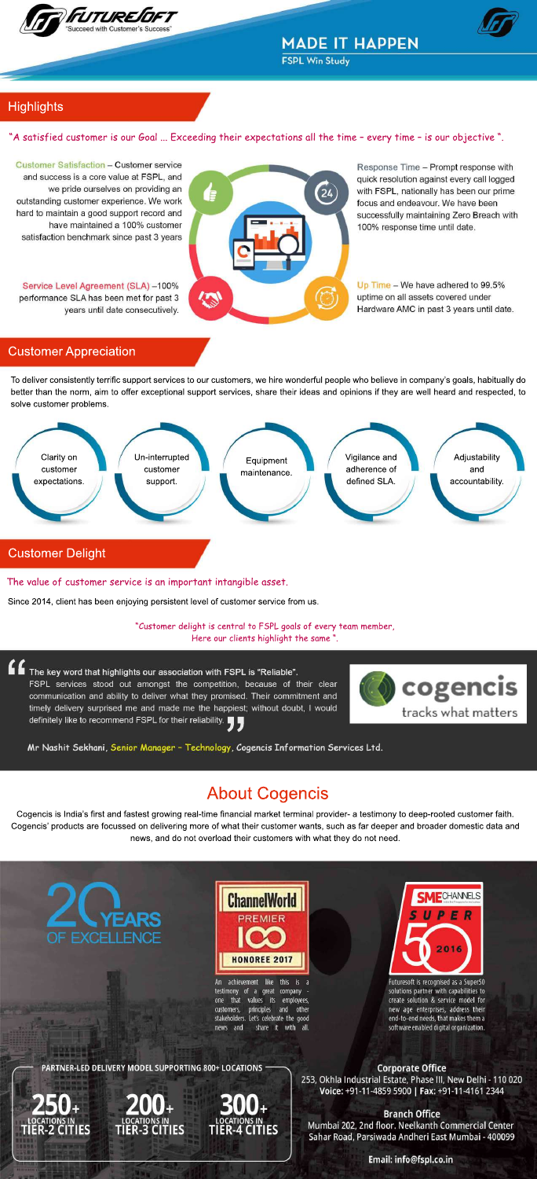# MADE IT HAPPEN

FSPL Win Study

## Highlights

"A satisfied customer is our Goal ... Exceeding their expectations all the time – every time – is our objective ".

**Customer Satisfaction** – Customer service and success is a core value at FSPL, and we pride ourselves on providing an outstanding customer experience. We work hard to maintain a good support record and have maintained a 100% customer satisfaction benchmark since past 3 years

**Service Level Agreement (SLA)** –100% performance SLA has been met for past 3 years until date consecutively.

**Response Time** – Prompt response with quick resolution against every call logged with FSPL, nationally has been our prime focus and endeavour. We have been successfully maintaining Zero Breach with 100% response time until date.

**Up Time** – We have adhered to 99.5% uptime on all assets covered under Hardware AMC in past 3 years until date.

## Customer Appreciation

To deliver consistently terrific support services to our customers, we hire wonderful people who believe in company's goals, habitually do better than the norm, aim to offer exceptional support services, share their ideas and opinions if they are well heard and respected, to solve customer problems.

- Clarity on customer expectations.
- Un-interrupted customer support.
- Equipment maintenance.
- Vigilance and adherence of defined SLA.
- Adjustability and accountability.

## Customer Delight

The value of customer service is an important intangible asset.

Since 2014, client has been enjoying persistent level of customer service from us.

"Customer delight is central to FSPL goals of every team member, Here our clients highlight the same ".

"The key word that highlights our association with FSPL is "Reliable". FSPL services stood out amongst the competition, because of their clear communication and ability to deliver what they promised. Their commitment and timely delivery surprised me and made me the happiest; without doubt, I would definitely like to recommend FSPL for their reliability."

cogencis – tracks what matters

**Mr Nashit Sekhani, Senior Manager – Technology, Cogencis Information Services Ltd.**

## About Cogencis

Cogencis is India's first and fastest growing real-time financial market terminal provider- a testimony to deep-rooted customer faith. Cogencis' products are focussed on delivering more of what their customer wants, such as far deeper and broader domestic data and news, and do not overload their customers with what they do not need.

20 YEARS OF EXCELLENCE

ChannelWorld PREMIER 100 HONOREE 2017

An achievement like this is a testimony of a great company - one that values its employees, customers, principles and other stakeholders. Let's celebrate the good news and share it with all.

SME CHANNELS SUPER 50 2016

Futuresoft is recognised as a Super50 solutions partner with capabilities to create solution & service model for new age enterprises, address their end-to-end needs, that makes them a software enabled digital organization.

PARTNER-LED DELIVERY MODEL SUPPORTING 800+ LOCATIONS

- 250+ LOCATIONS IN TIER-2 CITIES
- 200+ LOCATIONS IN TIER-3 CITIES
- 300+ LOCATIONS IN TIER-4 CITIES

**Corporate Office**
253, Okhla Industrial Estate, Phase III, New Delhi - 110 020
**Voice:** +91-11-4859 5900 | **Fax:** +91-11-4161 2344

**Branch Office**
Mumbai 202, 2nd floor. Neelkanth Commercial Center Sahar Road, Parsiwada Andheri East Mumbai - 400099

**Email: info@fspl.co.in**